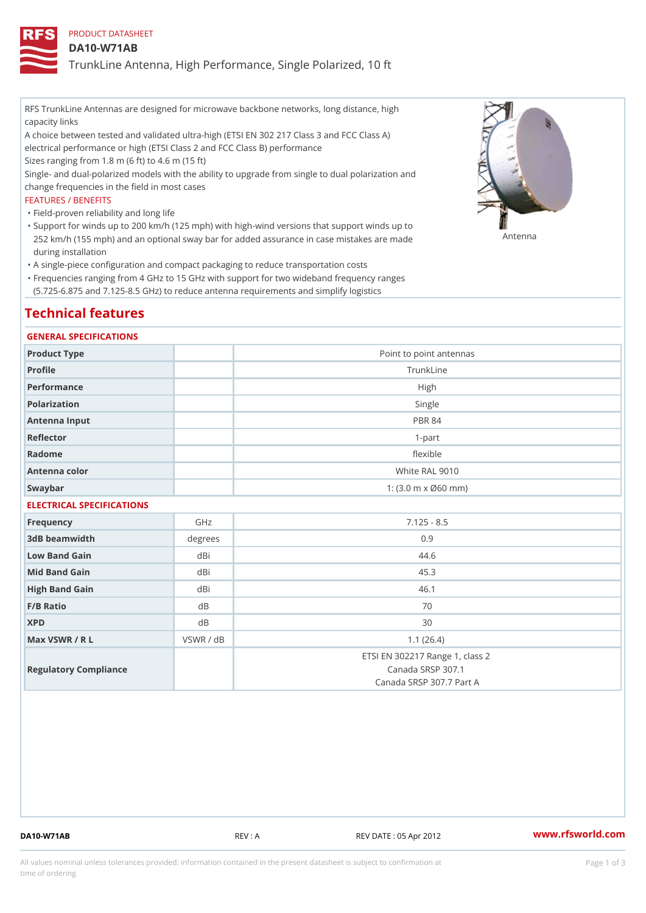PRODUCT DATASHEET

# DA10-W71AB

## TrunkLine Antenna, High Performance, Single Polarized, 10 ft

RFS TrunkLine Antennas are designed for microwave backbone networks, long distance, high capacity links

A choice between tested and validated ultra-high (ETSI EN 302 217 Class 3 and FCC Class A) electrical performance or high (ETSI Class 2 and FCC Class B) performance

Sizes ranging from 1.8 m (6 ft) to 4.6 m (15 ft)

Single- and dual-polarized models with the ability to upgrade from single to dual polarization and change frequencies in the field in most cases

FEATURES / BENEFITS

- Field-proven reliability and long life
- Support for winds up to 200 km/h (125 mph) with high-wind versions that support winds up to 252 km/h (155 mph) and an optional sway bar for added assurance in case mistakes are made during installation
- A single-piece configuration and compact packaging to reduce transportation costs
- Frequencies ranging from 4 GHz to 15 GHz with support for two wideband frequency ranges (5.725-6.875 and 7.125-8.5 GHz) to reduce antenna requirements and simplify logistics

Antenna

# Technical features

### GENERAL SPECIFICATIONS

| | | |
|---|---|---|
| Product Type | | Point to point antennas |
| Profile | | TrunkLine |
| Performance | | High |
| Polarization | | Single |
| Antenna Input | | PBR 84 |
| Reflector | | 1-part |
| Radome | | flexible |
| Antenna color | | White RAL 9010 |
| Swaybar | | 1: (3.0 m x Ø60 mm) |

### ELECTRICAL SPECIFICATIONS

| | | |
|---|---|---|
| Frequency | GHz | 7.125 - 8.5 |
| 3dB beamwidth | degrees | 0.9 |
| Low Band Gain | dBi | 44.6 |
| Mid Band Gain | dBi | 45.3 |
| High Band Gain | dBi | 46.1 |
| F/B Ratio | dB | 70 |
| XPD | dB | 30 |
| Max VSWR / R L | VSWR / dB | 1.1 (26.4) |
| Regulatory Compliance | | ETSI EN 302217 Range 1, class 2<br>Canada SRSP 307.1<br>Canada SRSP 307.7 Part A |

DA10-W71AB REV : A REV DATE : 05 Apr 2012 www.rfsworld.com

All values nominal unless tolerances provided; information contained in the present datasheet is subject to confirmation at time of ordering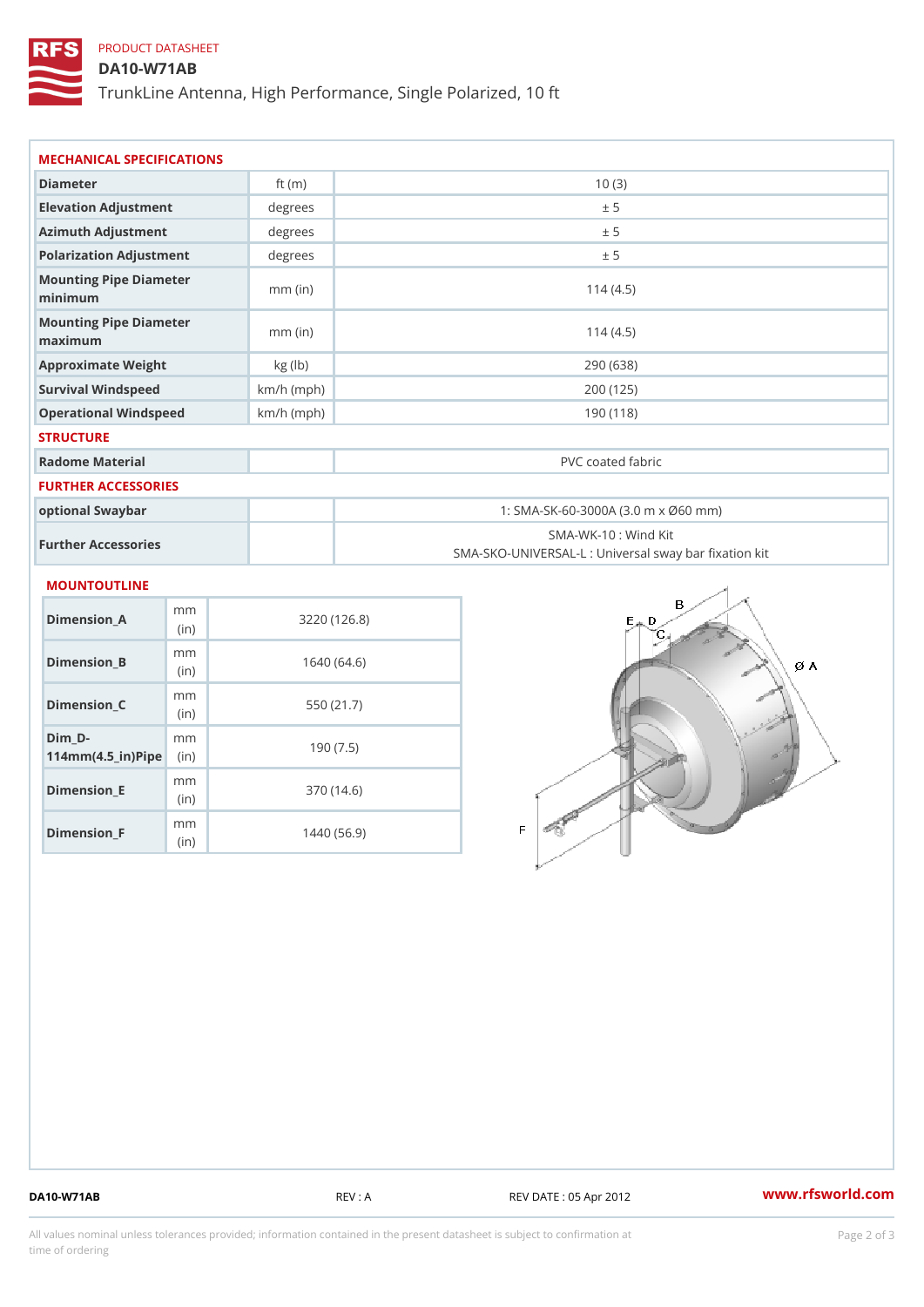PRODUCT DATASHEET

# DA10-W71AB

TrunkLine Antenna, High Performance, Single Polarized, 10 ft

## MECHANICAL SPECIFICATIONS

| | | |
|---|---|---|
| Diameter | ft (m) | 10 (3) |
| Elevation Adjustment | degrees | ± 5 |
| Azimuth Adjustment | degrees | ± 5 |
| Polarization Adjustment | degrees | ± 5 |
| Mounting Pipe Diameter minimum | mm (in) | 114 (4.5) |
| Mounting Pipe Diameter maximum | mm (in) | 114 (4.5) |
| Approximate Weight | kg (lb) | 290 (638) |
| Survival Windspeed | km/h (mph) | 200 (125) |
| Operational Windspeed | km/h (mph) | 190 (118) |

## STRUCTURE

| | | |
|---|---|---|
| Radome Material | | PVC coated fabric |

## FURTHER ACCESSORIES

| | | |
|---|---|---|
| optional Swaybar | | 1: SMA-SK-60-3000A (3.0 m x Ø60 mm) |
| Further Accessories | | SMA-WK-10 : Wind Kit<br>SMA-SKO-UNIVERSAL-L : Universal sway bar fixation kit |

## MOUNTOUTLINE

| | | |
|---|---|---|
| Dimension_A | mm (in) | 3220 (126.8) |
| Dimension_B | mm (in) | 1640 (64.6) |
| Dimension_C | mm (in) | 550 (21.7) |
| Dim_D-114mm(4.5_in)Pipe | mm (in) | 190 (7.5) |
| Dimension_E | mm (in) | 370 (14.6) |
| Dimension_F | mm (in) | 1440 (56.9) |

DA10-W71AB REV : A REV DATE : 05 Apr 2012 www.rfsworld.com

All values nominal unless tolerances provided; information contained in the present datasheet is subject to confirmation at time of ordering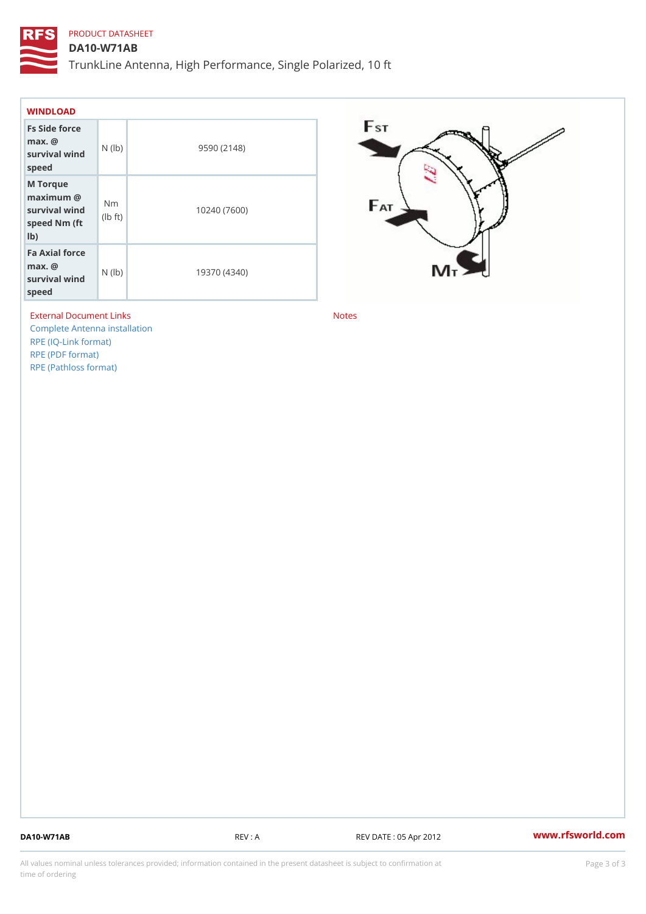PRODUCT DATASHEET

# DA10-W71AB

TrunkLine Antenna, High Performance, Single Polarized, 10 ft

## WINDLOAD

| | | |
|---|---|---|
| Fs Side force max. @ survival wind speed | N (lb) | 9590 (2148) |
| M Torque maximum @ survival wind speed Nm (ft lb) | Nm (lb ft) | 10240 (7600) |
| Fa Axial force max. @ survival wind speed | N (lb) | 19370 (4340) |

FST

FAT

MT

### External Document Links

Complete Antenna installation

RPE (IQ-Link format)

RPE (PDF format)

RPE (Pathloss format)

### Notes

DA10-W71AB REV : A REV DATE : 05 Apr 2012 www.rfsworld.com

All values nominal unless tolerances provided; information contained in the present datasheet is subject to confirmation at time of ordering